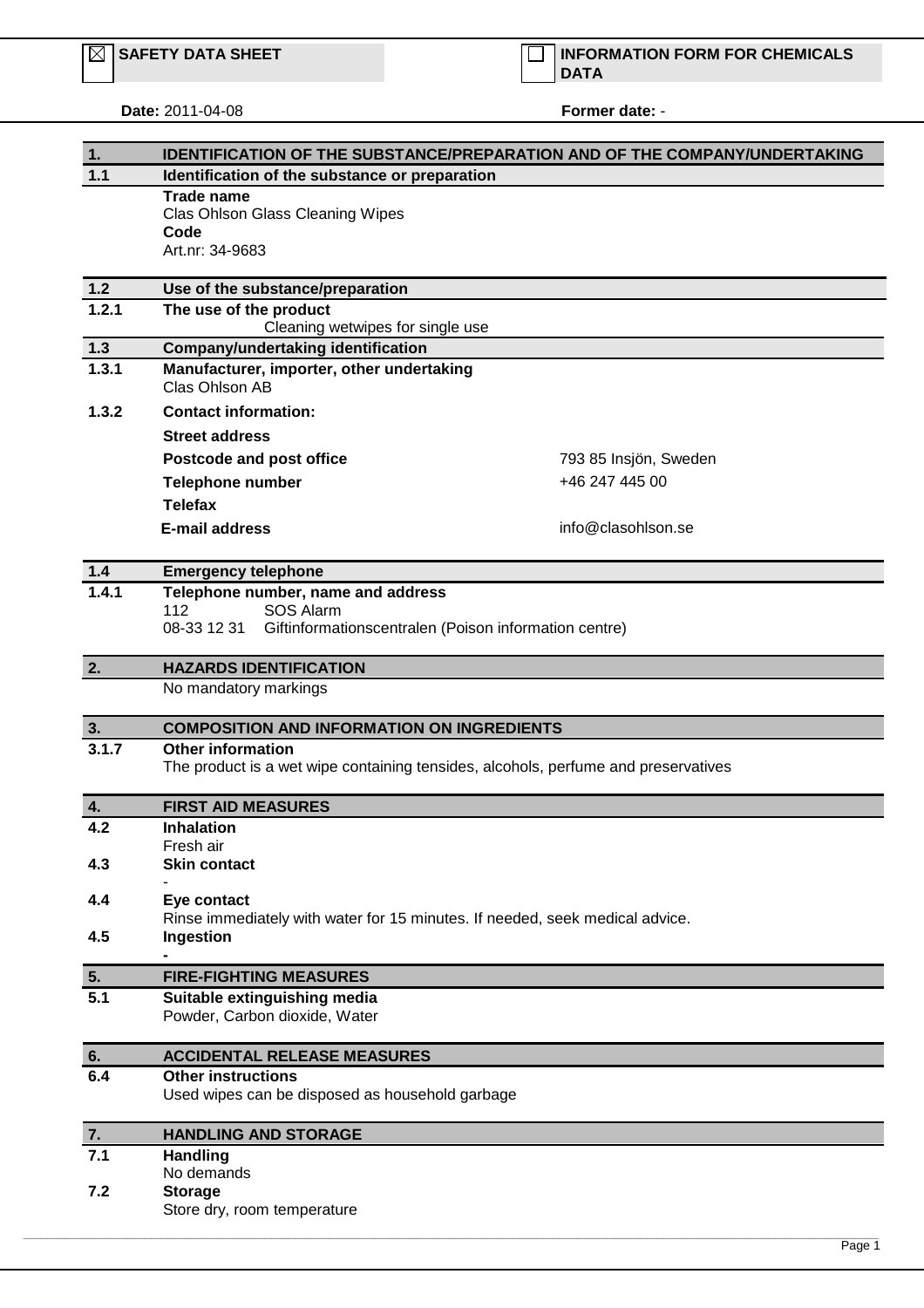☒ **SAFETY DATA SHEET** ☐ **INFORMATION FORM FOR CHEMICALS DATA**

**Date:** 2011-04-08 **Former date:** -

## 1. IDENTIFICATION OF THE SUBSTANCE/PREPARATION AND OF THE COMPANY/UNDERTAKING

### 1.1 Identification of the substance or preparation

**Trade name**
Clas Ohlson Glass Cleaning Wipes
**Code**
Art.nr: 34-9683

### 1.2 Use of the substance/preparation

**1.2.1 The use of the product**
Cleaning wetwipes for single use

### 1.3 Company/undertaking identification

**1.3.1 Manufacturer, importer, other undertaking**
Clas Ohlson AB

**1.3.2 Contact information:**

| | |
|---|---|
| **Street address** | |
| **Postcode and post office** | 793 85 Insjön, Sweden |
| **Telephone number** | +46 247 445 00 |
| **Telefax** | |
| **E-mail address** | info@clasohlson.se |

### 1.4 Emergency telephone

**1.4.1 Telephone number, name and address**
112 SOS Alarm
08-33 12 31 Giftinformationscentralen (Poison information centre)

## 2. HAZARDS IDENTIFICATION

No mandatory markings

## 3. COMPOSITION AND INFORMATION ON INGREDIENTS

**3.1.7 Other information**
The product is a wet wipe containing tensides, alcohols, perfume and preservatives

## 4. FIRST AID MEASURES

**4.2 Inhalation**
Fresh air
**4.3 Skin contact**
-
**4.4 Eye contact**
Rinse immediately with water for 15 minutes. If needed, seek medical advice.
**4.5 Ingestion**
-

## 5. FIRE-FIGHTING MEASURES

**5.1 Suitable extinguishing media**
Powder, Carbon dioxide, Water

## 6. ACCIDENTAL RELEASE MEASURES

**6.4 Other instructions**
Used wipes can be disposed as household garbage

## 7. HANDLING AND STORAGE

**7.1 Handling**
No demands
**7.2 Storage**
Store dry, room temperature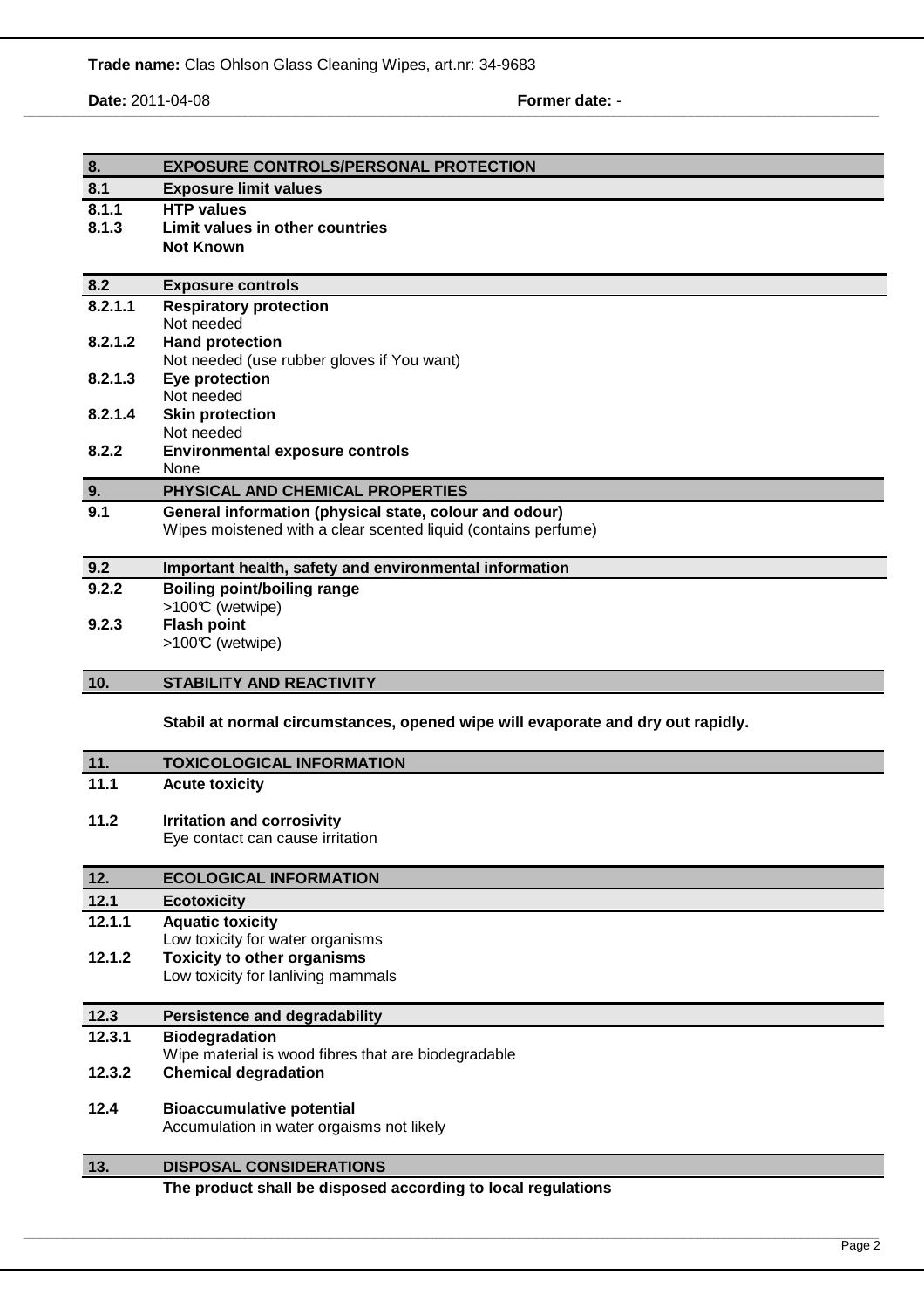## 8. EXPOSURE CONTROLS/PERSONAL PROTECTION

### 8.1 Exposure limit values

**8.1.1 HTP values**

**8.1.3 Limit values in other countries**

**Not Known**

### 8.2 Exposure controls

**8.2.1.1 Respiratory protection**

Not needed

**8.2.1.2 Hand protection**

Not needed (use rubber gloves if You want)

**8.2.1.3 Eye protection**

Not needed

**8.2.1.4 Skin protection**

Not needed

**8.2.2 Environmental exposure controls**

None

## 9. PHYSICAL AND CHEMICAL PROPERTIES

**9.1 General information (physical state, colour and odour)**

Wipes moistened with a clear scented liquid (contains perfume)

### 9.2 Important health, safety and environmental information

**9.2.2 Boiling point/boiling range**

>100℃ (wetwipe)

**9.2.3 Flash point**

>100℃ (wetwipe)

## 10. STABILITY AND REACTIVITY

**Stabil at normal circumstances, opened wipe will evaporate and dry out rapidly.**

## 11. TOXICOLOGICAL INFORMATION

**11.1 Acute toxicity**

**11.2 Irritation and corrosivity**

Eye contact can cause irritation

## 12. ECOLOGICAL INFORMATION

### 12.1 Ecotoxicity

**12.1.1 Aquatic toxicity**

Low toxicity for water organisms

**12.1.2 Toxicity to other organisms**

Low toxicity for lanliving mammals

### 12.3 Persistence and degradability

**12.3.1 Biodegradation**

Wipe material is wood fibres that are biodegradable

**12.3.2 Chemical degradation**

**12.4 Bioaccumulative potential**

Accumulation in water orgaisms not likely

## 13. DISPOSAL CONSIDERATIONS

**The product shall be disposed according to local regulations**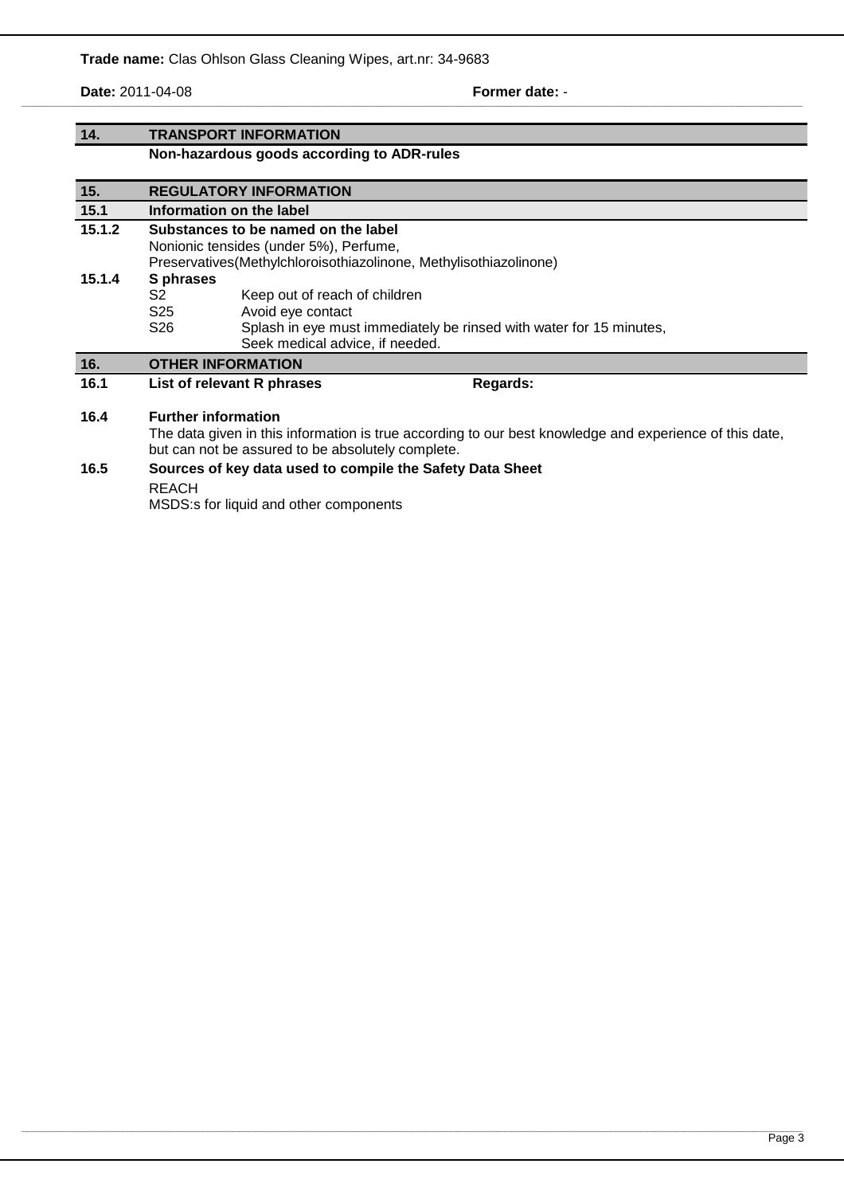**Trade name:** Clas Ohlson Glass Cleaning Wipes, art.nr: 34-9683

**Date:** 2011-04-08 **Former date:** -

## 14. TRANSPORT INFORMATION

**Non-hazardous goods according to ADR-rules**

## 15. REGULATORY INFORMATION

### 15.1 Information on the label

**15.1.2 Substances to be named on the label**

Nonionic tensides (under 5%), Perfume,
Preservatives(Methylchloroisothiazolinone, Methylisothiazolinone)

**15.1.4 S phrases**

| | |
|---|---|
| S2 | Keep out of reach of children |
| S25 | Avoid eye contact |
| S26 | Splash in eye must immediately be rinsed with water for 15 minutes, Seek medical advice, if needed. |

## 16. OTHER INFORMATION

**16.1 List of relevant R phrases** **Regards:**

**16.4 Further information**

The data given in this information is true according to our best knowledge and experience of this date, but can not be assured to be absolutely complete.

**16.5 Sources of key data used to compile the Safety Data Sheet**

REACH
MSDS:s for liquid and other components